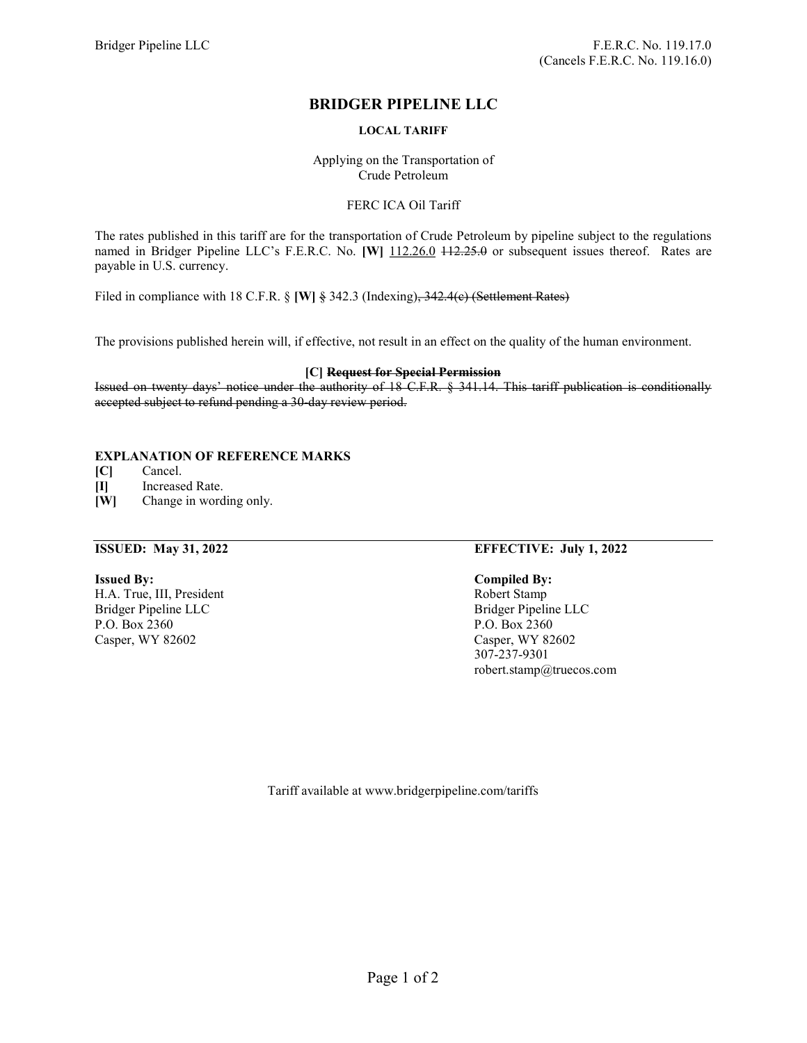F.E.R.C. No. 119.17.0
(Cancels F.E.R.C. No. 119.16.0)

# BRIDGER PIPELINE LLC

**LOCAL TARIFF**

Applying on the Transportation of
Crude Petroleum

FERC ICA Oil Tariff

The rates published in this tariff are for the transportation of Crude Petroleum by pipeline subject to the regulations named in Bridger Pipeline LLC's F.E.R.C. No. **[W]** <u>112.26.0</u> ~~112.25.0~~ or subsequent issues thereof. Rates are payable in U.S. currency.

Filed in compliance with 18 C.F.R. § **[W]** ~~§~~ 342.3 (Indexing)~~, 342.4(c) (Settlement Rates)~~

The provisions published herein will, if effective, not result in an effect on the quality of the human environment.

**[C] ~~Request for Special Permission~~**

~~Issued on twenty days' notice under the authority of 18 C.F.R. § 341.14. This tariff publication is conditionally accepted subject to refund pending a 30-day review period.~~

**EXPLANATION OF REFERENCE MARKS**

**[C]** Cancel.
**[I]** Increased Rate.
**[W]** Change in wording only.

**ISSUED: May 31, 2022** **EFFECTIVE: July 1, 2022**

**Issued By:**
H.A. True, III, President
Bridger Pipeline LLC
P.O. Box 2360
Casper, WY 82602

**Compiled By:**
Robert Stamp
Bridger Pipeline LLC
P.O. Box 2360
Casper, WY 82602
307-237-9301
robert.stamp@truecos.com

Tariff available at www.bridgerpipeline.com/tariffs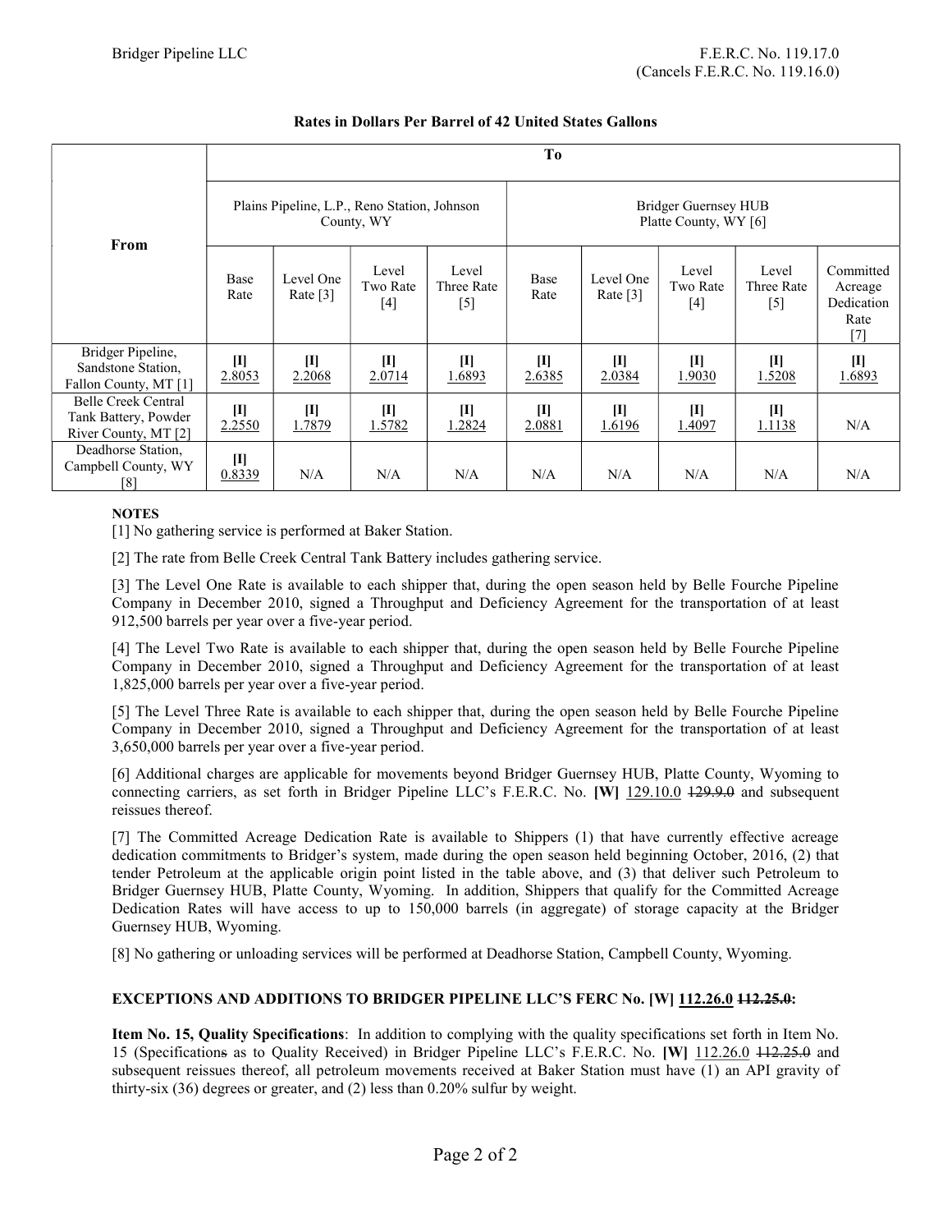Bridger Pipeline LLC

F.E.R.C. No. 119.17.0
(Cancels F.E.R.C. No. 119.16.0)

**Rates in Dollars Per Barrel of 42 United States Gallons**

| From | To | | | | | | | | |
|---|---|---|---|---|---|---|---|---|---|
| | Plains Pipeline, L.P., Reno Station, Johnson County, WY | | | | Bridger Guernsey HUB Platte County, WY [6] | | | | |
| | Base Rate | Level One Rate [3] | Level Two Rate [4] | Level Three Rate [5] | Base Rate | Level One Rate [3] | Level Two Rate [4] | Level Three Rate [5] | Committed Acreage Dedication Rate [7] |
| Bridger Pipeline, Sandstone Station, Fallon County, MT [1] | [I] 2.8053 | [I] 2.2068 | [I] 2.0714 | [I] 1.6893 | [I] 2.6385 | [I] 2.0384 | [I] 1.9030 | [I] 1.5208 | [I] 1.6893 |
| Belle Creek Central Tank Battery, Powder River County, MT [2] | [I] 2.2550 | [I] 1.7879 | [I] 1.5782 | [I] 1.2824 | [I] 2.0881 | [I] 1.6196 | [I] 1.4097 | [I] 1.1138 | N/A |
| Deadhorse Station, Campbell County, WY [8] | [I] 0.8339 | N/A | N/A | N/A | N/A | N/A | N/A | N/A | N/A |

**NOTES**

[1] No gathering service is performed at Baker Station.

[2] The rate from Belle Creek Central Tank Battery includes gathering service.

[3] The Level One Rate is available to each shipper that, during the open season held by Belle Fourche Pipeline Company in December 2010, signed a Throughput and Deficiency Agreement for the transportation of at least 912,500 barrels per year over a five-year period.

[4] The Level Two Rate is available to each shipper that, during the open season held by Belle Fourche Pipeline Company in December 2010, signed a Throughput and Deficiency Agreement for the transportation of at least 1,825,000 barrels per year over a five-year period.

[5] The Level Three Rate is available to each shipper that, during the open season held by Belle Fourche Pipeline Company in December 2010, signed a Throughput and Deficiency Agreement for the transportation of at least 3,650,000 barrels per year over a five-year period.

[6] Additional charges are applicable for movements beyond Bridger Guernsey HUB, Platte County, Wyoming to connecting carriers, as set forth in Bridger Pipeline LLC's F.E.R.C. No. **[W]** 129.10.0 ~~129.9.0~~ and subsequent reissues thereof.

[7] The Committed Acreage Dedication Rate is available to Shippers (1) that have currently effective acreage dedication commitments to Bridger's system, made during the open season held beginning October, 2016, (2) that tender Petroleum at the applicable origin point listed in the table above, and (3) that deliver such Petroleum to Bridger Guernsey HUB, Platte County, Wyoming. In addition, Shippers that qualify for the Committed Acreage Dedication Rates will have access to up to 150,000 barrels (in aggregate) of storage capacity at the Bridger Guernsey HUB, Wyoming.

[8] No gathering or unloading services will be performed at Deadhorse Station, Campbell County, Wyoming.

**EXCEPTIONS AND ADDITIONS TO BRIDGER PIPELINE LLC'S FERC No. [W] 112.26.0 ~~112.25.0~~:**

**Item No. 15, Quality Specifications**: In addition to complying with the quality specifications set forth in Item No. 15 (Specification~~s~~ as to Quality Received) in Bridger Pipeline LLC's F.E.R.C. No. **[W]** 112.26.0 ~~112.25.0~~ and subsequent reissues thereof, all petroleum movements received at Baker Station must have (1) an API gravity of thirty-six (36) degrees or greater, and (2) less than 0.20% sulfur by weight.